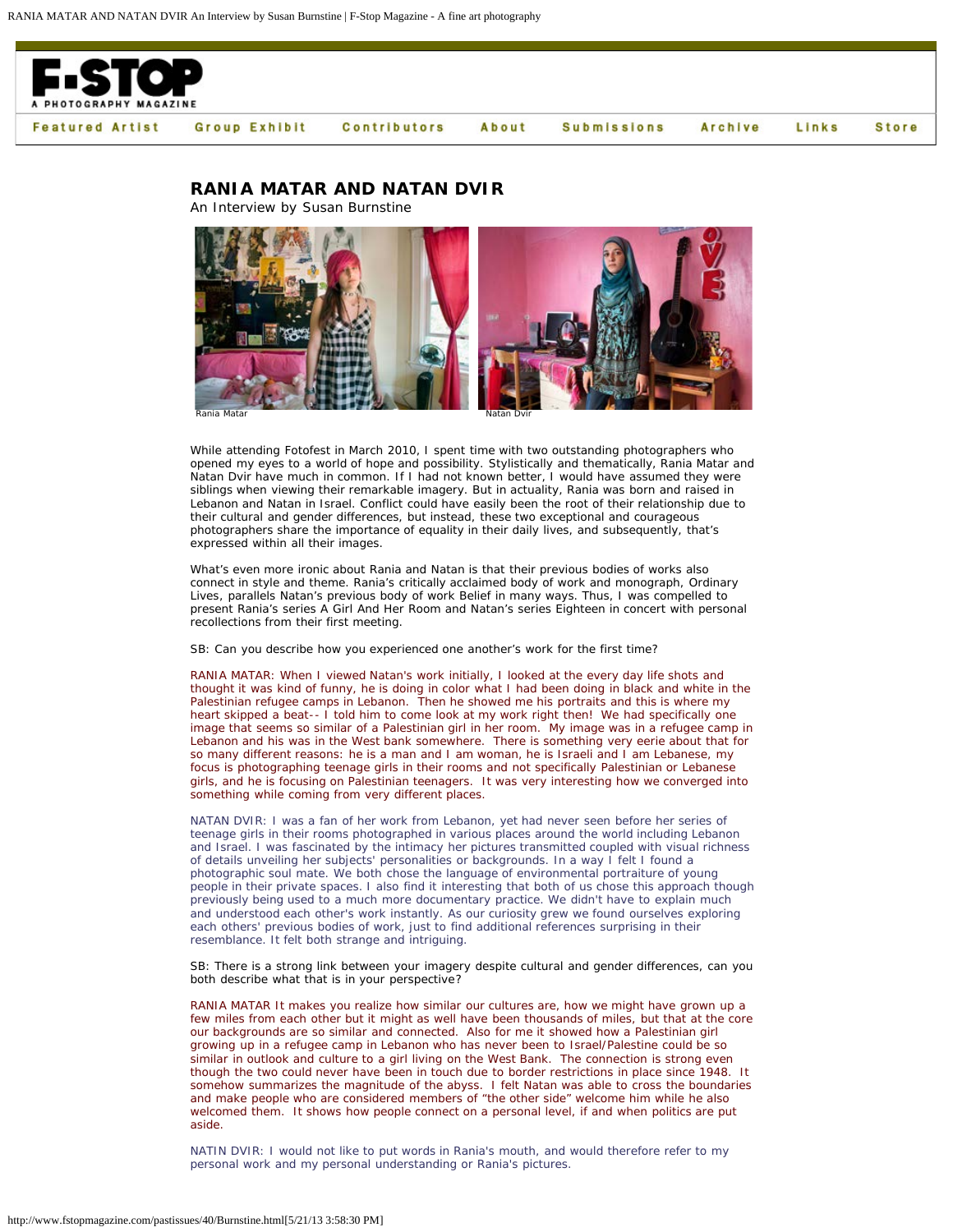# RANIA MATAR AND NATAN DVIR

An Interview by Susan Burnstine

Rania Matar

Natan Dvir

While attending Fotofest in March 2010, I spent time with two outstanding photographers who opened my eyes to a world of hope and possibility. Stylistically and thematically, Rania Matar and Natan Dvir have much in common. If I had not known better, I would have assumed they were siblings when viewing their remarkable imagery. But in actuality, Rania was born and raised in Lebanon and Natan in Israel. Conflict could have easily been the root of their relationship due to their cultural and gender differences, but instead, these two exceptional and courageous photographers share the importance of equality in their daily lives, and subsequently, that's expressed within all their images.

What's even more ironic about Rania and Natan is that their previous bodies of works also connect in style and theme. Rania's critically acclaimed body of work and monograph, Ordinary Lives, parallels Natan's previous body of work Belief in many ways. Thus, I was compelled to present Rania's series A Girl And Her Room and Natan's series Eighteen in concert with personal recollections from their first meeting.

SB: Can you describe how you experienced one another's work for the first time?

RANIA MATAR: When I viewed Natan's work initially, I looked at the every day life shots and thought it was kind of funny, he is doing in color what I had been doing in black and white in the Palestinian refugee camps in Lebanon. Then he showed me his portraits and this is where my heart skipped a beat-- I told him to come look at my work right then! We had specifically one image that seems so similar of a Palestinian girl in her room. My image was in a refugee camp in Lebanon and his was in the West bank somewhere. There is something very eerie about that for so many different reasons: he is a man and I am woman, he is Israeli and I am Lebanese, my focus is photographing teenage girls in their rooms and not specifically Palestinian or Lebanese girls, and he is focusing on Palestinian teenagers. It was very interesting how we converged into something while coming from very different places.

NATAN DVIR: I was a fan of her work from Lebanon, yet had never seen before her series of teenage girls in their rooms photographed in various places around the world including Lebanon and Israel. I was fascinated by the intimacy her pictures transmitted coupled with visual richness of details unveiling her subjects' personalities or backgrounds. In a way I felt I found a photographic soul mate. We both chose the language of environmental portraiture of young people in their private spaces. I also find it interesting that both of us chose this approach though previously being used to a much more documentary practice. We didn't have to explain much and understood each other's work instantly. As our curiosity grew we found ourselves exploring each others' previous bodies of work, just to find additional references surprising in their resemblance. It felt both strange and intriguing.

SB: There is a strong link between your imagery despite cultural and gender differences, can you both describe what that is in your perspective?

RANIA MATAR It makes you realize how similar our cultures are, how we might have grown up a few miles from each other but it might as well have been thousands of miles, but that at the core our backgrounds are so similar and connected. Also for me it showed how a Palestinian girl growing up in a refugee camp in Lebanon who has never been to Israel/Palestine could be so similar in outlook and culture to a girl living on the West Bank. The connection is strong even though the two could never have been in touch due to border restrictions in place since 1948. It somehow summarizes the magnitude of the abyss. I felt Natan was able to cross the boundaries and make people who are considered members of "the other side" welcome him while he also welcomed them. It shows how people connect on a personal level, if and when politics are put aside.

NATIN DVIR: I would not like to put words in Rania's mouth, and would therefore refer to my personal work and my personal understanding or Rania's pictures.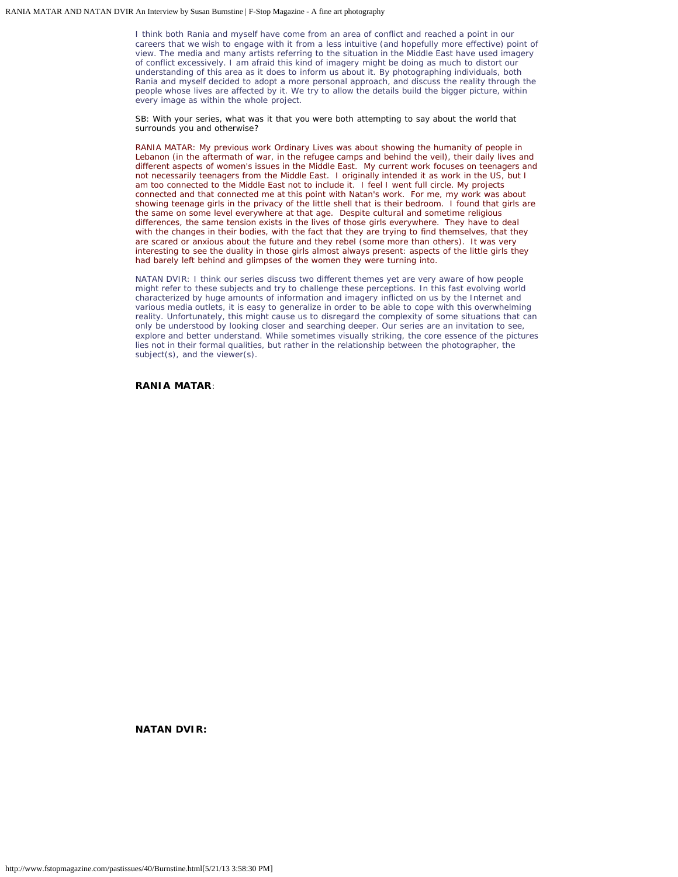I think both Rania and myself have come from an area of conflict and reached a point in our careers that we wish to engage with it from a less intuitive (and hopefully more effective) point of view. The media and many artists referring to the situation in the Middle East have used imagery of conflict excessively. I am afraid this kind of imagery might be doing as much to distort our understanding of this area as it does to inform us about it. By photographing individuals, both Rania and myself decided to adopt a more personal approach, and discuss the reality through the people whose lives are affected by it. We try to allow the details build the bigger picture, within every image as within the whole project.

SB: With your series, what was it that you were both attempting to say about the world that surrounds you and otherwise?

RANIA MATAR: My previous work Ordinary Lives was about showing the humanity of people in Lebanon (in the aftermath of war, in the refugee camps and behind the veil), their daily lives and different aspects of women's issues in the Middle East. My current work focuses on teenagers and not necessarily teenagers from the Middle East. I originally intended it as work in the US, but I am too connected to the Middle East not to include it. I feel I went full circle. My projects connected and that connected me at this point with Natan's work. For me, my work was about showing teenage girls in the privacy of the little shell that is their bedroom. I found that girls are the same on some level everywhere at that age. Despite cultural and sometime religious differences, the same tension exists in the lives of those girls everywhere. They have to deal with the changes in their bodies, with the fact that they are trying to find themselves, that they are scared or anxious about the future and they rebel (some more than others). It was very interesting to see the duality in those girls almost always present: aspects of the little girls they had barely left behind and glimpses of the women they were turning into.

NATAN DVIR: I think our series discuss two different themes yet are very aware of how people might refer to these subjects and try to challenge these perceptions. In this fast evolving world characterized by huge amounts of information and imagery inflicted on us by the Internet and various media outlets, it is easy to generalize in order to be able to cope with this overwhelming reality. Unfortunately, this might cause us to disregard the complexity of some situations that can only be understood by looking closer and searching deeper. Our series are an invitation to see, explore and better understand. While sometimes visually striking, the core essence of the pictures lies not in their formal qualities, but rather in the relationship between the photographer, the subject(s), and the viewer(s).

**RANIA MATAR**:

**NATAN DVIR:**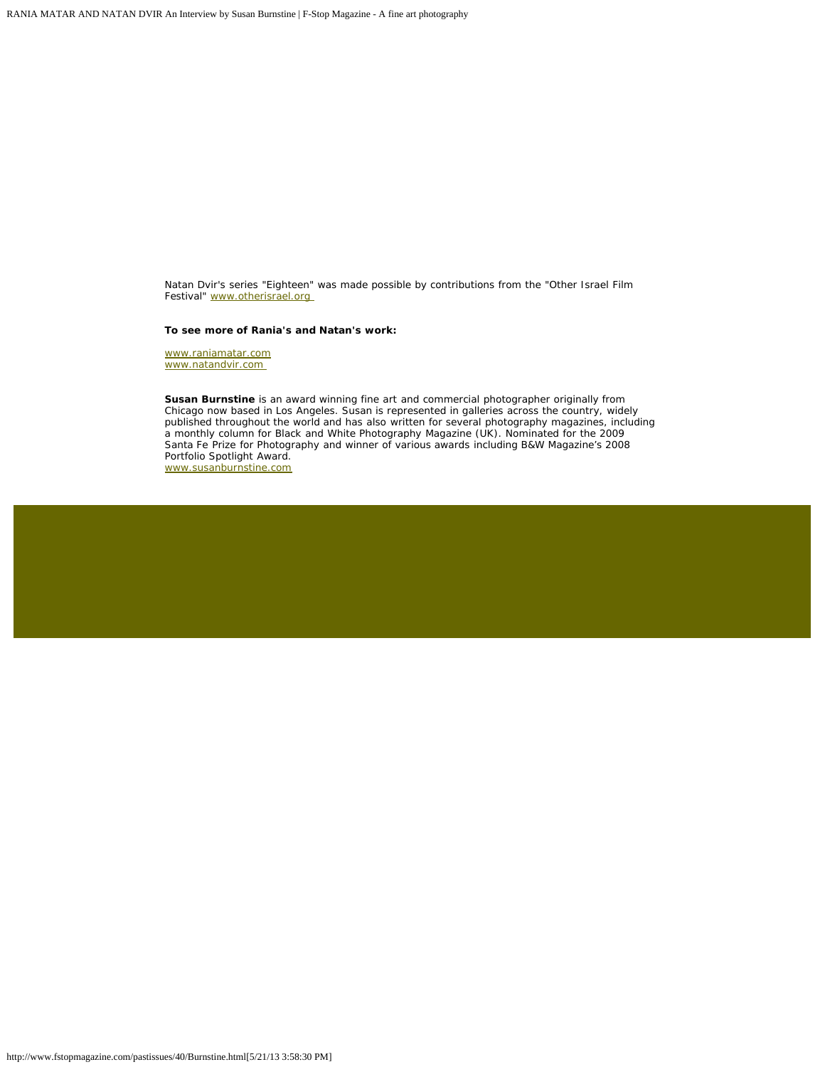Natan Dvir's series "Eighteen" was made possible by contributions from the "Other Israel Film Festival" [www.otherisrael.org](http://www.otherisrael.org)

**To see more of Rania's and Natan's work:**

[www.raniamatar.com](http://www.raniamatar.com)
[www.natandvir.com](http://www.natandvir.com)

**Susan Burnstine** is an award winning fine art and commercial photographer originally from Chicago now based in Los Angeles. Susan is represented in galleries across the country, widely published throughout the world and has also written for several photography magazines, including a monthly column for Black and White Photography Magazine (UK). Nominated for the 2009 Santa Fe Prize for Photography and winner of various awards including B&W Magazine's 2008 Portfolio Spotlight Award.
[www.susanburnstine.com](http://www.susanburnstine.com)